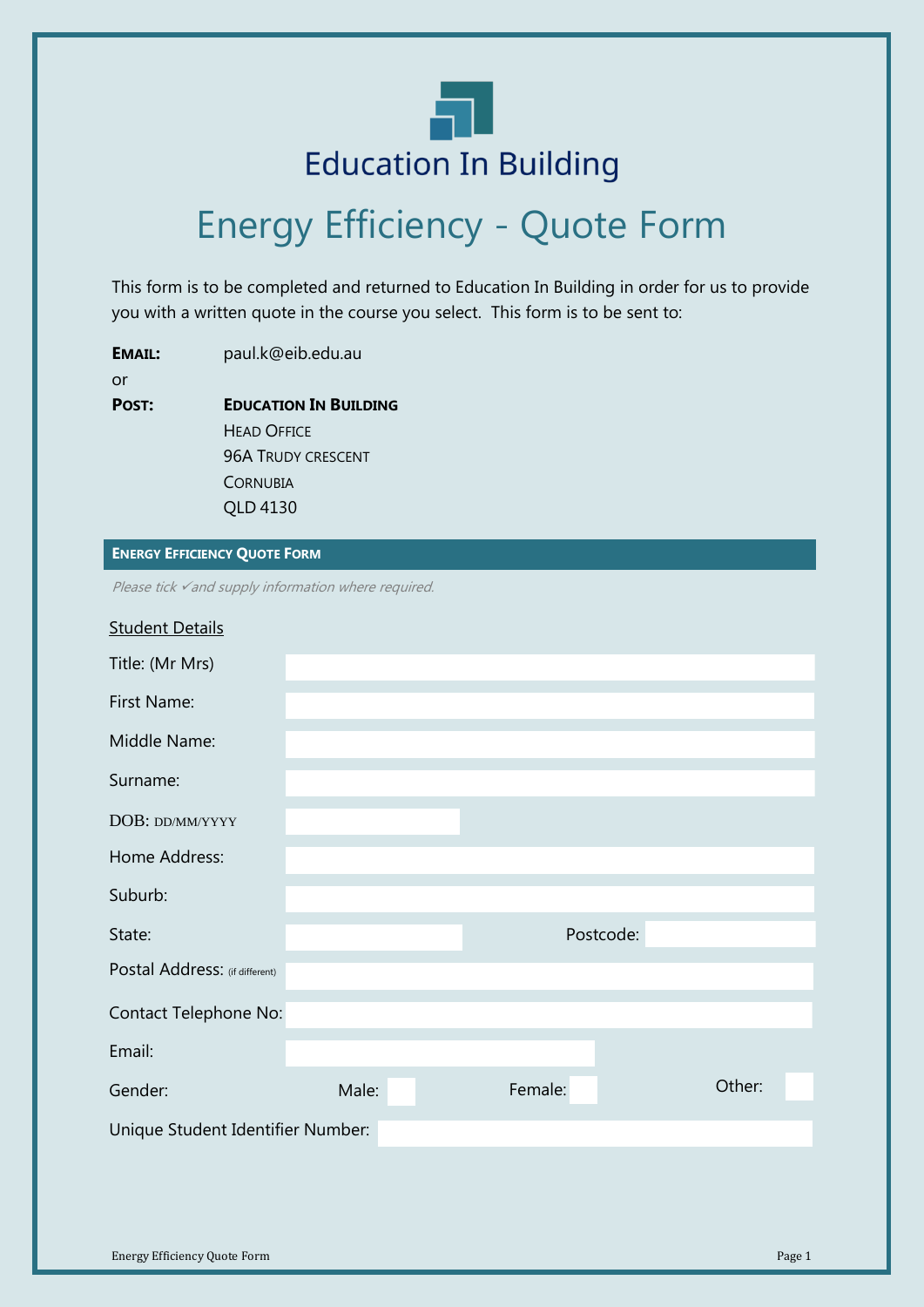# Education In Building

# Energy Efficiency - Quote Form

This form is to be completed and returned to Education In Building in order for us to provide you with a written quote in the course you select. This form is to be sent to:

**EMAIL:** paul.k@eib.edu.au

or

**POST:** **EDUCATION IN BUILDING**
HEAD OFFICE
96A TRUDY CRESCENT
CORNUBIA
QLD 4130

## ENERGY EFFICIENCY QUOTE FORM

*Please tick ✓and supply information where required.*

Student Details

| | |
|---|---|
| Title: (Mr Mrs) | |
| First Name: | |
| Middle Name: | |
| Surname: | |
| DOB: DD/MM/YYYY | |
| Home Address: | |
| Suburb: | |
| State: | Postcode: |
| Postal Address: (if different) | |
| Contact Telephone No: | |
| Email: | |
| Gender: | Male: ☐ Female: ☐ Other: ☐ |
| Unique Student Identifier Number: | |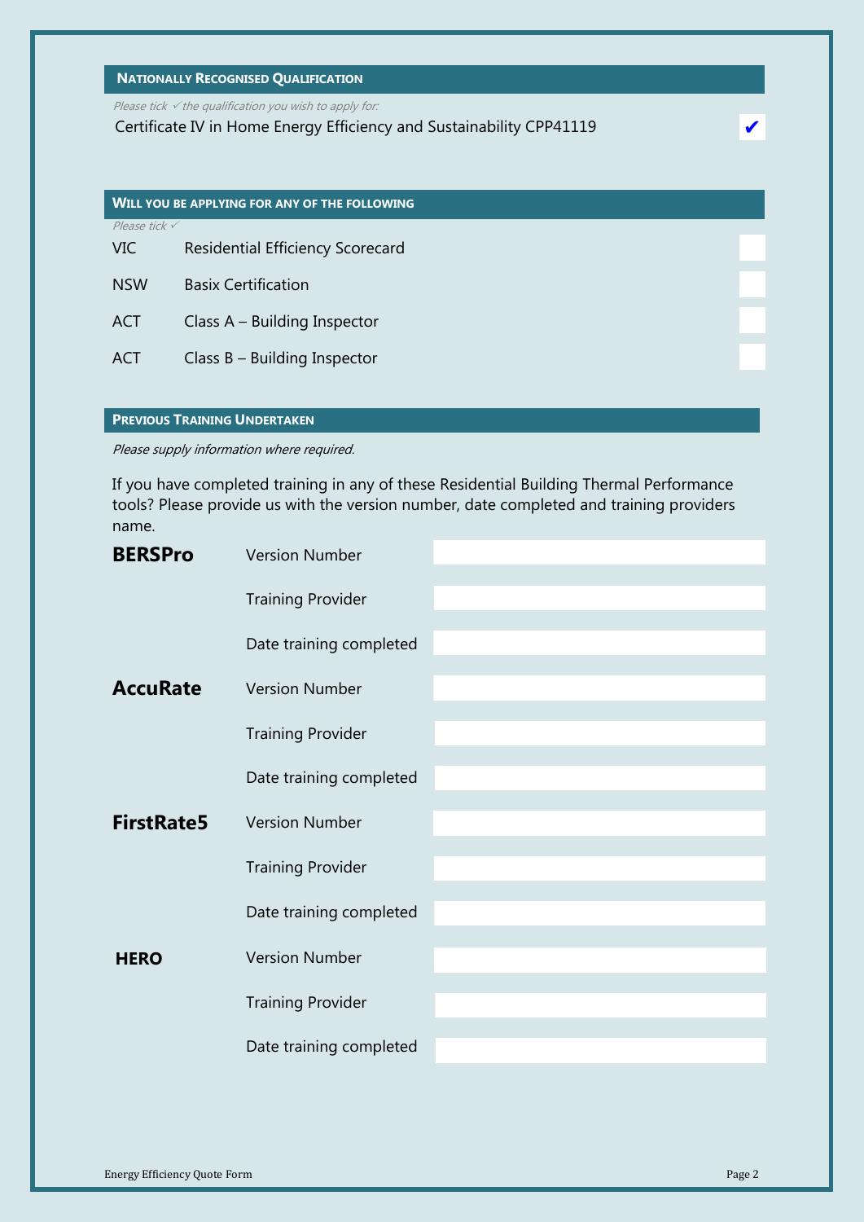## Nationally Recognised Qualification

*Please tick ✓ the qualification you wish to apply for:*

| Qualification | Tick |
|---|---|
| Certificate IV in Home Energy Efficiency and Sustainability CPP41119 | ✔ |

## Will you be applying for any of the following

*Please tick ✓*

| State | Application | Tick |
|---|---|---|
| VIC | Residential Efficiency Scorecard | |
| NSW | Basix Certification | |
| ACT | Class A – Building Inspector | |
| ACT | Class B – Building Inspector | |

## Previous Training Undertaken

*Please supply information where required.*

If you have completed training in any of these Residential Building Thermal Performance tools? Please provide us with the version number, date completed and training providers name.

| Tool | Field | Details |
|---|---|---|
| **BERSPro** | Version Number | |
| | Training Provider | |
| | Date training completed | |
| **AccuRate** | Version Number | |
| | Training Provider | |
| | Date training completed | |
| **FirstRate5** | Version Number | |
| | Training Provider | |
| | Date training completed | |
| **HERO** | Version Number | |
| | Training Provider | |
| | Date training completed | |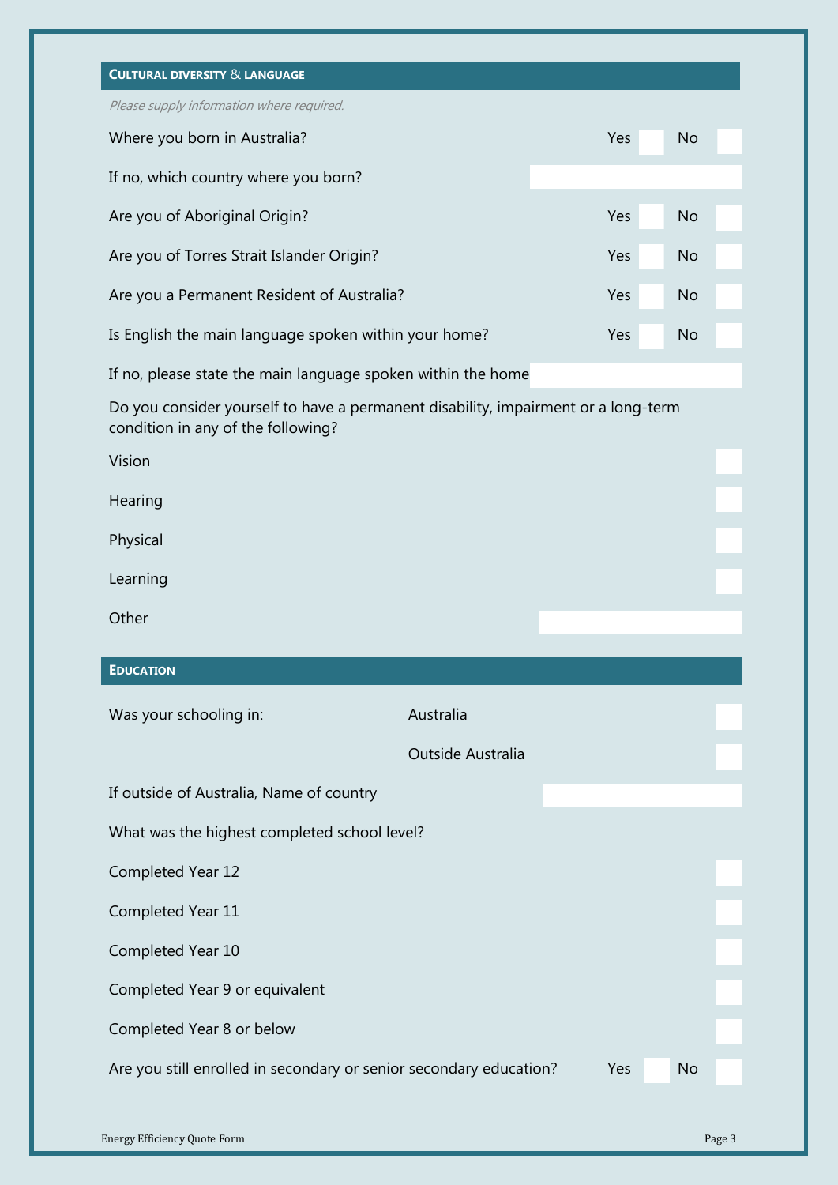## CULTURAL DIVERSITY & LANGUAGE

*Please supply information where required.*

| | | |
|---|---|---|
| Where you born in Australia? | Yes ☐ | No ☐ |
| If no, which country where you born? | | |
| Are you of Aboriginal Origin? | Yes ☐ | No ☐ |
| Are you of Torres Strait Islander Origin? | Yes ☐ | No ☐ |
| Are you a Permanent Resident of Australia? | Yes ☐ | No ☐ |
| Is English the main language spoken within your home? | Yes ☐ | No ☐ |
| If no, please state the main language spoken within the home | | |

Do you consider yourself to have a permanent disability, impairment or a long-term condition in any of the following?

- Vision ☐
- Hearing ☐
- Physical ☐
- Learning ☐
- Other ______

## EDUCATION

Was your schooling in:

- Australia ☐
- Outside Australia ☐

If outside of Australia, Name of country ______

What was the highest completed school level?

- Completed Year 12 ☐
- Completed Year 11 ☐
- Completed Year 10 ☐
- Completed Year 9 or equivalent ☐
- Completed Year 8 or below ☐

Are you still enrolled in secondary or senior secondary education? Yes ☐ No ☐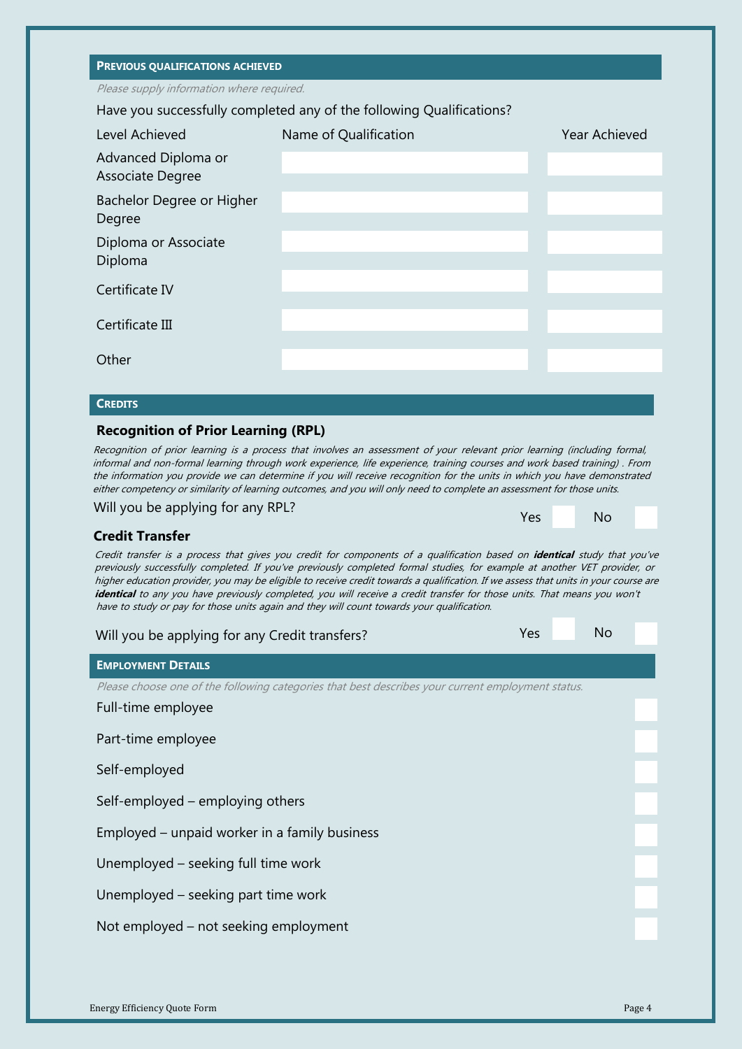## PREVIOUS QUALIFICATIONS ACHIEVED

*Please supply information where required.*

Have you successfully completed any of the following Qualifications?

| Level Achieved | Name of Qualification | Year Achieved |
|---|---|---|
| Advanced Diploma or Associate Degree | | |
| Bachelor Degree or Higher Degree | | |
| Diploma or Associate Diploma | | |
| Certificate IV | | |
| Certificate III | | |
| Other | | |

## CREDITS

### Recognition of Prior Learning (RPL)

*Recognition of prior learning is a process that involves an assessment of your relevant prior learning (including formal, informal and non-formal learning through work experience, life experience, training courses and work based training) . From the information you provide we can determine if you will receive recognition for the units in which you have demonstrated either competency or similarity of learning outcomes, and you will only need to complete an assessment for those units.*

Will you be applying for any RPL? Yes ☐ No ☐

### Credit Transfer

*Credit transfer is a process that gives you credit for components of a qualification based on* ***identical*** *study that you've previously successfully completed. If you've previously completed formal studies, for example at another VET provider, or higher education provider, you may be eligible to receive credit towards a qualification. If we assess that units in your course are* ***identical*** *to any you have previously completed, you will receive a credit transfer for those units. That means you won't have to study or pay for those units again and they will count towards your qualification.*

Will you be applying for any Credit transfers? Yes ☐ No ☐

## EMPLOYMENT DETAILS

*Please choose one of the following categories that best describes your current employment status.*

- Full-time employee ☐
- Part-time employee ☐
- Self-employed ☐
- Self-employed – employing others ☐
- Employed – unpaid worker in a family business ☐
- Unemployed – seeking full time work ☐
- Unemployed – seeking part time work ☐
- Not employed – not seeking employment ☐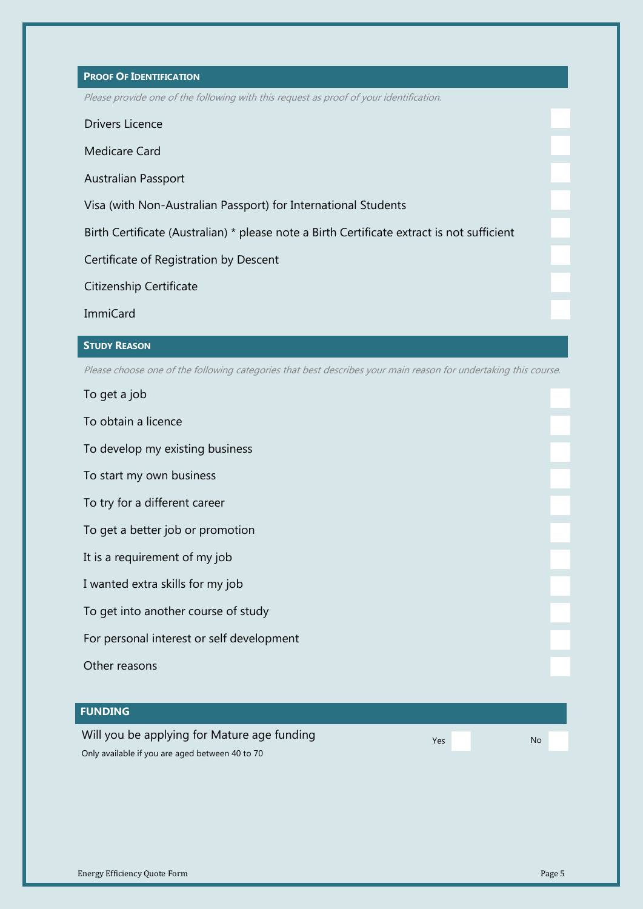## PROOF OF IDENTIFICATION

*Please provide one of the following with this request as proof of your identification.*

- [ ] Drivers Licence
- [ ] Medicare Card
- [ ] Australian Passport
- [ ] Visa (with Non-Australian Passport) for International Students
- [ ] Birth Certificate (Australian) * please note a Birth Certificate extract is not sufficient
- [ ] Certificate of Registration by Descent
- [ ] Citizenship Certificate
- [ ] ImmiCard

## STUDY REASON

*Please choose one of the following categories that best describes your main reason for undertaking this course.*

- [ ] To get a job
- [ ] To obtain a licence
- [ ] To develop my existing business
- [ ] To start my own business
- [ ] To try for a different career
- [ ] To get a better job or promotion
- [ ] It is a requirement of my job
- [ ] I wanted extra skills for my job
- [ ] To get into another course of study
- [ ] For personal interest or self development
- [ ] Other reasons

## FUNDING

Will you be applying for Mature age funding — Yes [ ] No [ ]

Only available if you are aged between 40 to 70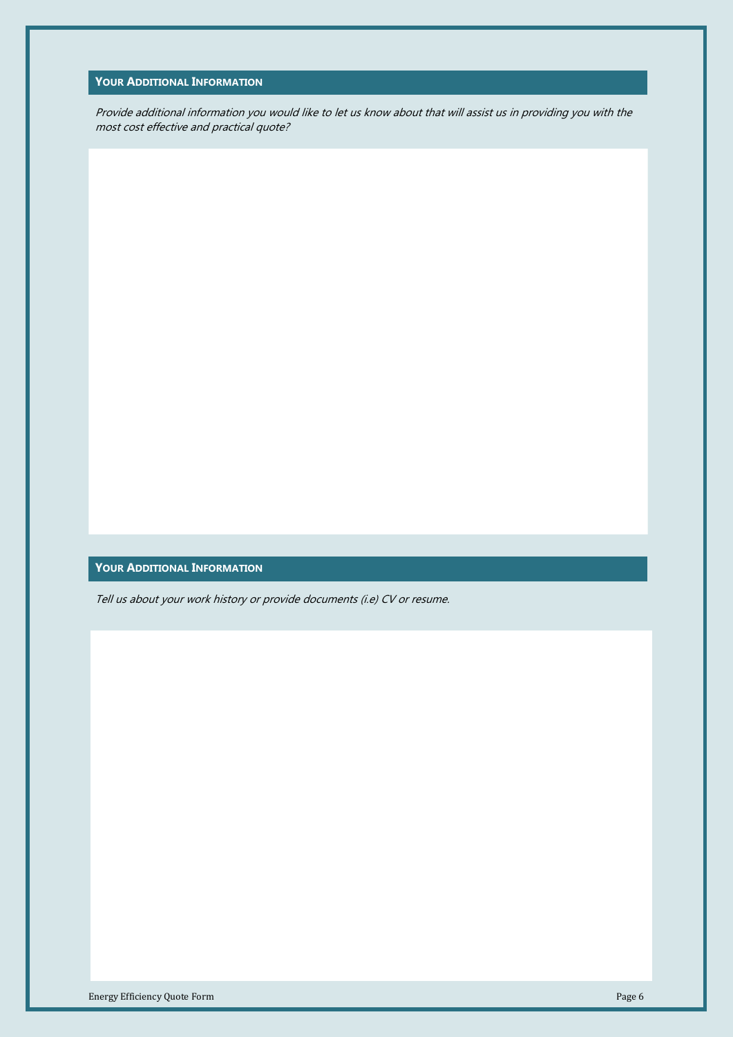## Your Additional Information

*Provide additional information you would like to let us know about that will assist us in providing you with the most cost effective and practical quote?*

## Your Additional Information

*Tell us about your work history or provide documents (i.e) CV or resume.*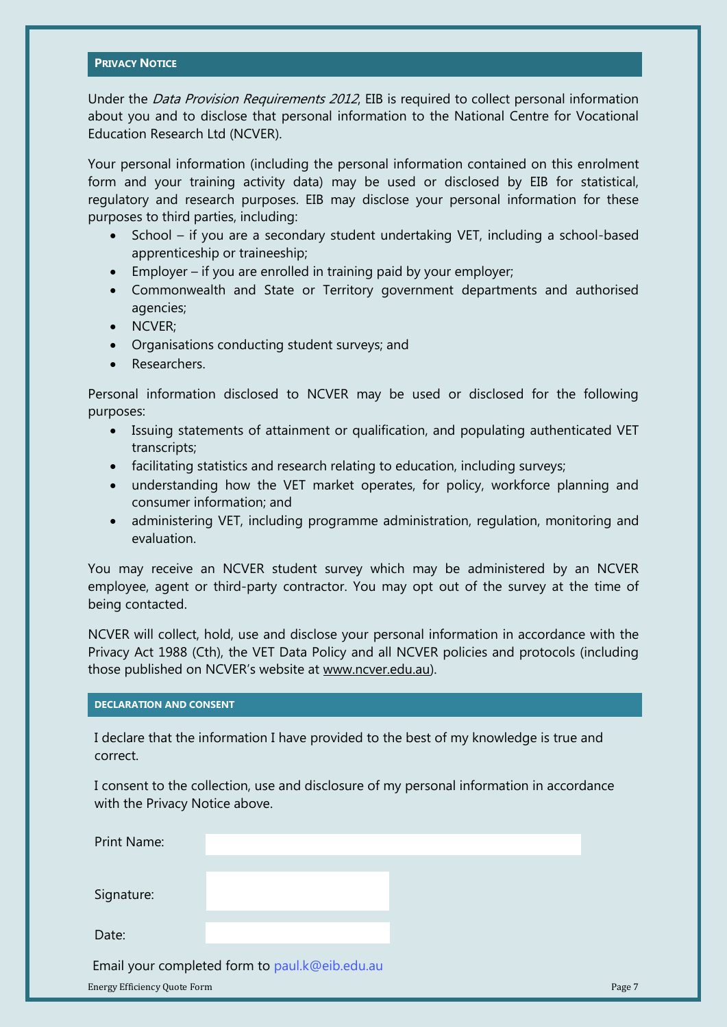## PRIVACY NOTICE

Under the *Data Provision Requirements 2012*, EIB is required to collect personal information about you and to disclose that personal information to the National Centre for Vocational Education Research Ltd (NCVER).

Your personal information (including the personal information contained on this enrolment form and your training activity data) may be used or disclosed by EIB for statistical, regulatory and research purposes. EIB may disclose your personal information for these purposes to third parties, including:

- School – if you are a secondary student undertaking VET, including a school-based apprenticeship or traineeship;
- Employer – if you are enrolled in training paid by your employer;
- Commonwealth and State or Territory government departments and authorised agencies;
- NCVER;
- Organisations conducting student surveys; and
- Researchers.

Personal information disclosed to NCVER may be used or disclosed for the following purposes:

- Issuing statements of attainment or qualification, and populating authenticated VET transcripts;
- facilitating statistics and research relating to education, including surveys;
- understanding how the VET market operates, for policy, workforce planning and consumer information; and
- administering VET, including programme administration, regulation, monitoring and evaluation.

You may receive an NCVER student survey which may be administered by an NCVER employee, agent or third-party contractor. You may opt out of the survey at the time of being contacted.

NCVER will collect, hold, use and disclose your personal information in accordance with the Privacy Act 1988 (Cth), the VET Data Policy and all NCVER policies and protocols (including those published on NCVER's website at www.ncver.edu.au).

## DECLARATION AND CONSENT

I declare that the information I have provided to the best of my knowledge is true and correct.

I consent to the collection, use and disclosure of my personal information in accordance with the Privacy Notice above.

Print Name:

Signature:

Date:

Email your completed form to paul.k@eib.edu.au